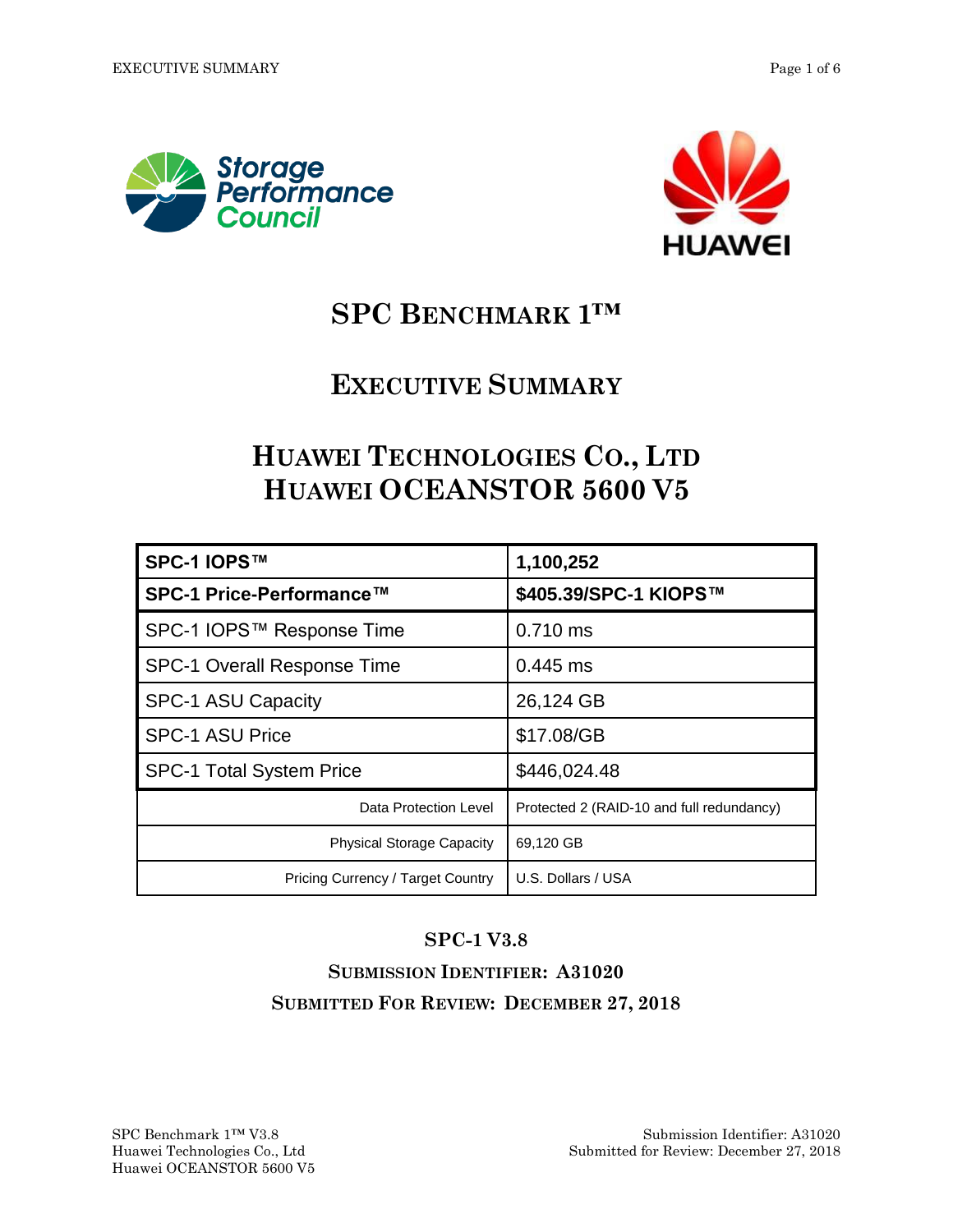# SPC Benchmark 1™

# Executive Summary

# Huawei Technologies Co., Ltd
# Huawei OCEANSTOR 5600 V5

| | |
|---|---|
| **SPC-1 IOPS™** | **1,100,252** |
| **SPC-1 Price-Performance™** | **$405.39/SPC-1 KIOPS™** |
| SPC-1 IOPS™ Response Time | 0.710 ms |
| SPC-1 Overall Response Time | 0.445 ms |
| SPC-1 ASU Capacity | 26,124 GB |
| SPC-1 ASU Price | $17.08/GB |
| SPC-1 Total System Price | $446,024.48 |
| Data Protection Level | Protected 2 (RAID-10 and full redundancy) |
| Physical Storage Capacity | 69,120 GB |
| Pricing Currency / Target Country | U.S. Dollars / USA |

**SPC-1 V3.8**

**Submission Identifier: A31020**

**Submitted For Review: December 27, 2018**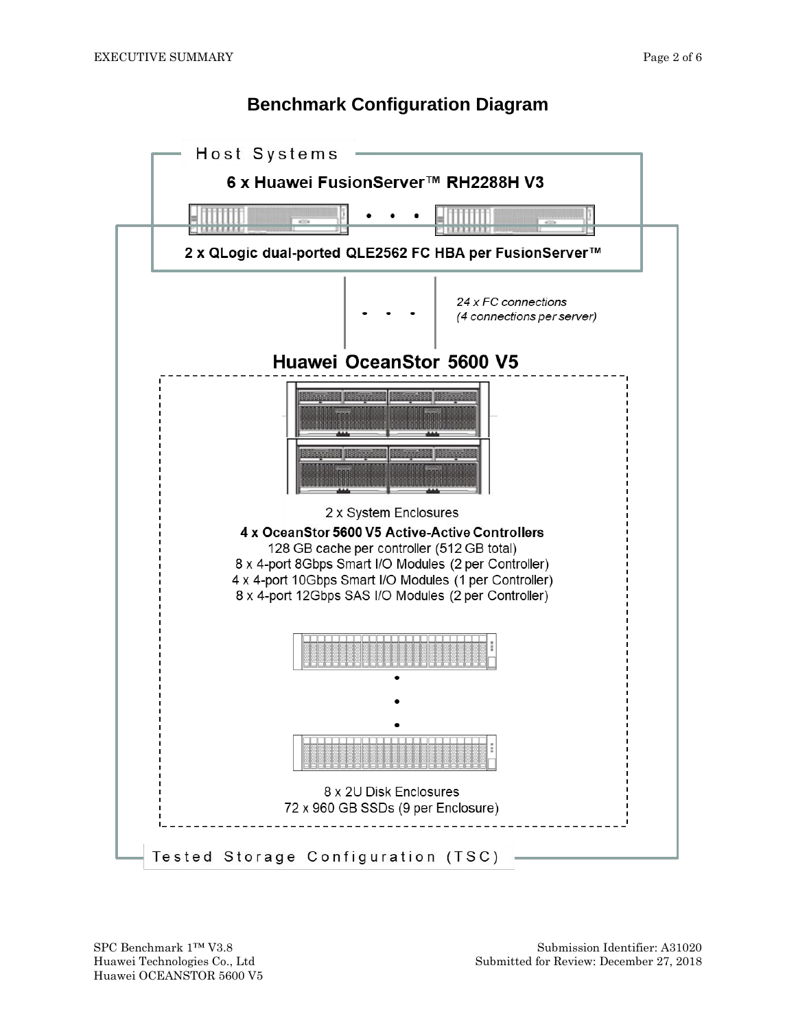# Benchmark Configuration Diagram

Host Systems

**6 x Huawei FusionServer™ RH2288H V3**

**2 x QLogic dual-ported QLE2562 FC HBA per FusionServer™**

*24 x FC connections*
*(4 connections per server)*

**Huawei OceanStor 5600 V5**

2 x System Enclosures

**4 x OceanStor 5600 V5 Active-Active Controllers**
128 GB cache per controller (512 GB total)
8 x 4-port 8Gbps Smart I/O Modules (2 per Controller)
4 x 4-port 10Gbps Smart I/O Modules (1 per Controller)
8 x 4-port 12Gbps SAS I/O Modules (2 per Controller)

8 x 2U Disk Enclosures
72 x 960 GB SSDs (9 per Enclosure)

Tested Storage Configuration (TSC)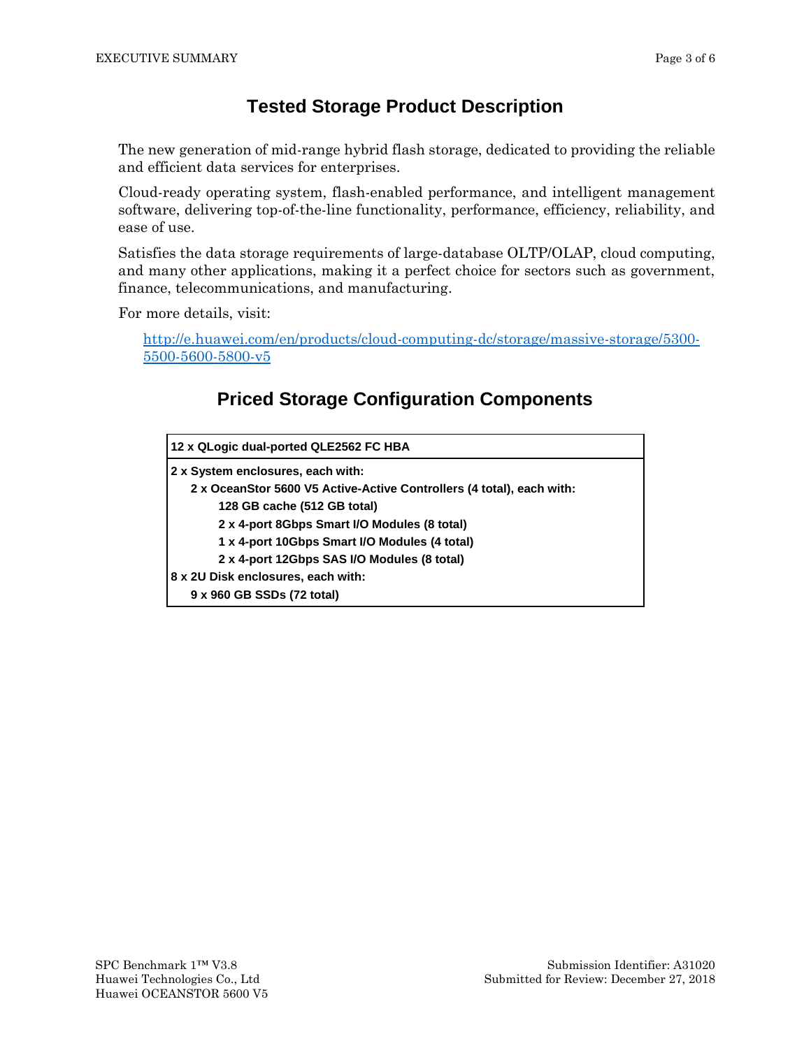## Tested Storage Product Description

The new generation of mid-range hybrid flash storage, dedicated to providing the reliable and efficient data services for enterprises.

Cloud-ready operating system, flash-enabled performance, and intelligent management software, delivering top-of-the-line functionality, performance, efficiency, reliability, and ease of use.

Satisfies the data storage requirements of large-database OLTP/OLAP, cloud computing, and many other applications, making it a perfect choice for sectors such as government, finance, telecommunications, and manufacturing.

For more details, visit:

[http://e.huawei.com/en/products/cloud-computing-dc/storage/massive-storage/5300-5500-5600-5800-v5](http://e.huawei.com/en/products/cloud-computing-dc/storage/massive-storage/5300-5500-5600-5800-v5)

## Priced Storage Configuration Components

| 12 x QLogic dual-ported QLE2562 FC HBA |
|---|
| 2 x System enclosures, each with:<br>&nbsp;&nbsp;&nbsp;&nbsp;2 x OceanStor 5600 V5 Active-Active Controllers (4 total), each with:<br>&nbsp;&nbsp;&nbsp;&nbsp;&nbsp;&nbsp;&nbsp;&nbsp;128 GB cache (512 GB total)<br>&nbsp;&nbsp;&nbsp;&nbsp;&nbsp;&nbsp;&nbsp;&nbsp;2 x 4-port 8Gbps Smart I/O Modules (8 total)<br>&nbsp;&nbsp;&nbsp;&nbsp;&nbsp;&nbsp;&nbsp;&nbsp;1 x 4-port 10Gbps Smart I/O Modules (4 total)<br>&nbsp;&nbsp;&nbsp;&nbsp;&nbsp;&nbsp;&nbsp;&nbsp;2 x 4-port 12Gbps SAS I/O Modules (8 total)<br>8 x 2U Disk enclosures, each with:<br>&nbsp;&nbsp;&nbsp;&nbsp;9 x 960 GB SSDs (72 total) |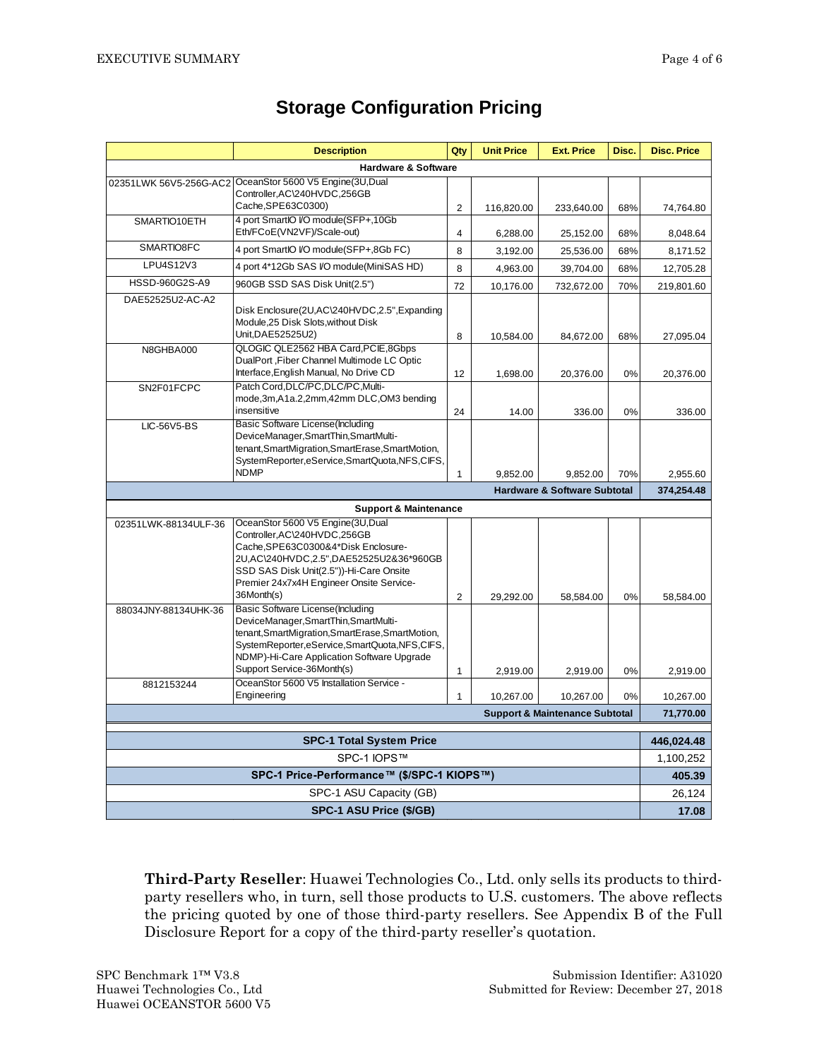# Storage Configuration Pricing

| | Description | Qty | Unit Price | Ext. Price | Disc. | Disc. Price |
|---|---|---|---|---|---|---|
| **Hardware & Software** | | | | | | |
| 02351LWK 56V5-256G-AC2 | OceanStor 5600 V5 Engine(3U,Dual Controller,AC\240HVDC,256GB Cache,SPE63C0300) | 2 | 116,820.00 | 233,640.00 | 68% | 74,764.80 |
| SMARTIO10ETH | 4 port SmartIO I/O module(SFP+,10Gb Eth/FCoE(VN2VF)/Scale-out) | 4 | 6,288.00 | 25,152.00 | 68% | 8,048.64 |
| SMARTIO8FC | 4 port SmartIO I/O module(SFP+,8Gb FC) | 8 | 3,192.00 | 25,536.00 | 68% | 8,171.52 |
| LPU4S12V3 | 4 port 4*12Gb SAS I/O module(MiniSAS HD) | 8 | 4,963.00 | 39,704.00 | 68% | 12,705.28 |
| HSSD-960G2S-A9 | 960GB SSD SAS Disk Unit(2.5") | 72 | 10,176.00 | 732,672.00 | 70% | 219,801.60 |
| DAE52525U2-AC-A2 | Disk Enclosure(2U,AC\240HVDC,2.5",Expanding Module,25 Disk Slots,without Disk Unit,DAE52525U2) | 8 | 10,584.00 | 84,672.00 | 68% | 27,095.04 |
| N8GHBA000 | QLOGIC QLE2562 HBA Card,PCIE,8Gbps DualPort ,Fiber Channel Multimode LC Optic Interface,English Manual, No Drive CD | 12 | 1,698.00 | 20,376.00 | 0% | 20,376.00 |
| SN2F01FCPC | Patch Cord,DLC/PC,DLC/PC,Multi-mode,3m,A1a.2,2mm,42mm DLC,OM3 bending insensitive | 24 | 14.00 | 336.00 | 0% | 336.00 |
| LIC-56V5-BS | Basic Software License(Including DeviceManager,SmartThin,SmartMulti-tenant,SmartMigration,SmartErase,SmartMotion,SystemReporter,eService,SmartQuota,NFS,CIFS,NDMP | 1 | 9,852.00 | 9,852.00 | 70% | 2,955.60 |
| | | | | **Hardware & Software Subtotal** | | **374,254.48** |
| **Support & Maintenance** | | | | | | |
| 02351LWK-88134ULF-36 | OceanStor 5600 V5 Engine(3U,Dual Controller,AC\240HVDC,256GB Cache,SPE63C0300&4*Disk Enclosure-2U,AC\240HVDC,2.5",DAE52525U2&36*960GB SSD SAS Disk Unit(2.5"))-Hi-Care Onsite Premier 24x7x4H Engineer Onsite Service-36Month(s) | 2 | 29,292.00 | 58,584.00 | 0% | 58,584.00 |
| 88034JNY-88134UHK-36 | Basic Software License(Including DeviceManager,SmartThin,SmartMulti-tenant,SmartMigration,SmartErase,SmartMotion,SystemReporter,eService,SmartQuota,NFS,CIFS,NDMP)-Hi-Care Application Software Upgrade Support Service-36Month(s) | 1 | 2,919.00 | 2,919.00 | 0% | 2,919.00 |
| 8812153244 | OceanStor 5600 V5 Installation Service - Engineering | 1 | 10,267.00 | 10,267.00 | 0% | 10,267.00 |
| | | | | **Support & Maintenance Subtotal** | | **71,770.00** |
| **SPC-1 Total System Price** | | | | | | **446,024.48** |
| SPC-1 IOPS™ | | | | | | 1,100,252 |
| **SPC-1 Price-Performance™ ($/SPC-1 KIOPS™)** | | | | | | **405.39** |
| SPC-1 ASU Capacity (GB) | | | | | | 26,124 |
| **SPC-1 ASU Price ($/GB)** | | | | | | **17.08** |

**Third-Party Reseller**: Huawei Technologies Co., Ltd. only sells its products to third-party resellers who, in turn, sell those products to U.S. customers. The above reflects the pricing quoted by one of those third-party resellers. See Appendix B of the Full Disclosure Report for a copy of the third-party reseller's quotation.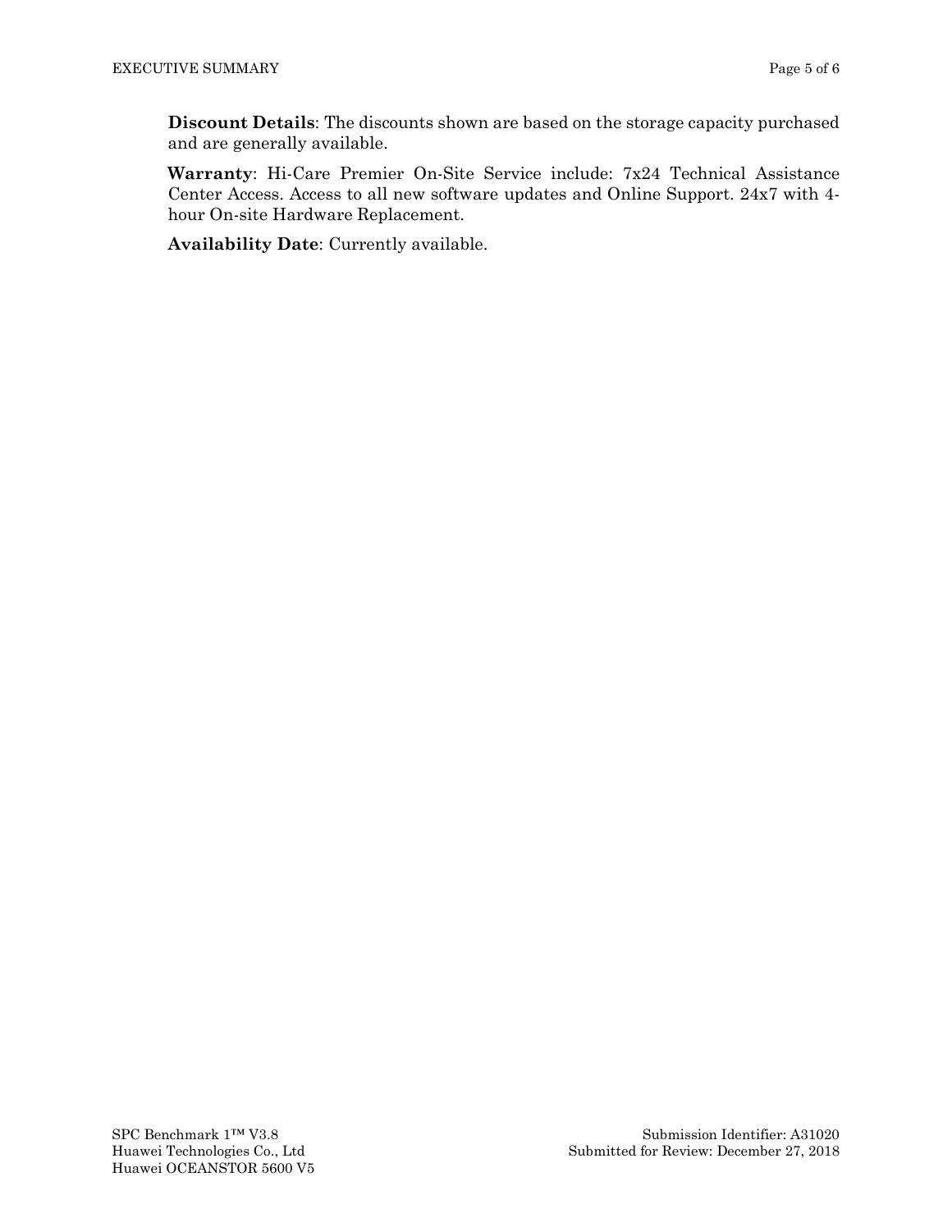**Discount Details**: The discounts shown are based on the storage capacity purchased and are generally available.

**Warranty**: Hi-Care Premier On-Site Service include: 7x24 Technical Assistance Center Access. Access to all new software updates and Online Support. 24x7 with 4-hour On-site Hardware Replacement.

**Availability Date**: Currently available.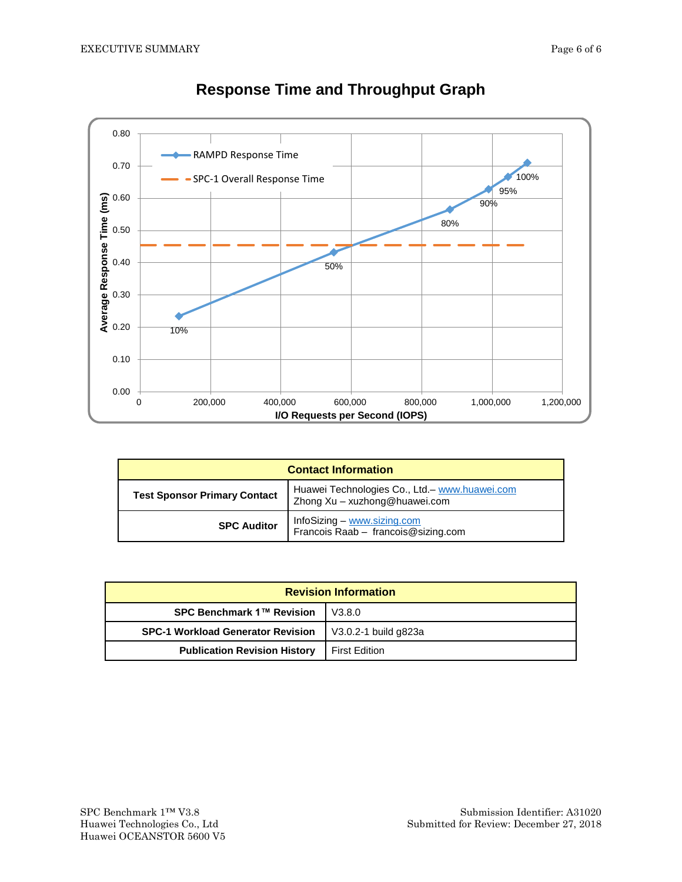## Response Time and Throughput Graph

RAMPD Response Time
SPC-1 Overall Response Time

Average Response Time (ms)
0.80
0.70
0.60
0.50
0.40
0.30
0.20
0.10
0.00

I/O Requests per Second (IOPS)
0
200,000
400,000
600,000
800,000
1,000,000
1,200,000

10%
50%
80%
90%
95%
100%

| Contact Information | |
|---|---|
| **Test Sponsor Primary Contact** | Huawei Technologies Co., Ltd.– www.huawei.com<br>Zhong Xu – xuzhong@huawei.com |
| **SPC Auditor** | InfoSizing – www.sizing.com<br>Francois Raab – francois@sizing.com |

| Revision Information | |
|---|---|
| **SPC Benchmark 1™ Revision** | V3.8.0 |
| **SPC-1 Workload Generator Revision** | V3.0.2-1 build g823a |
| **Publication Revision History** | First Edition |